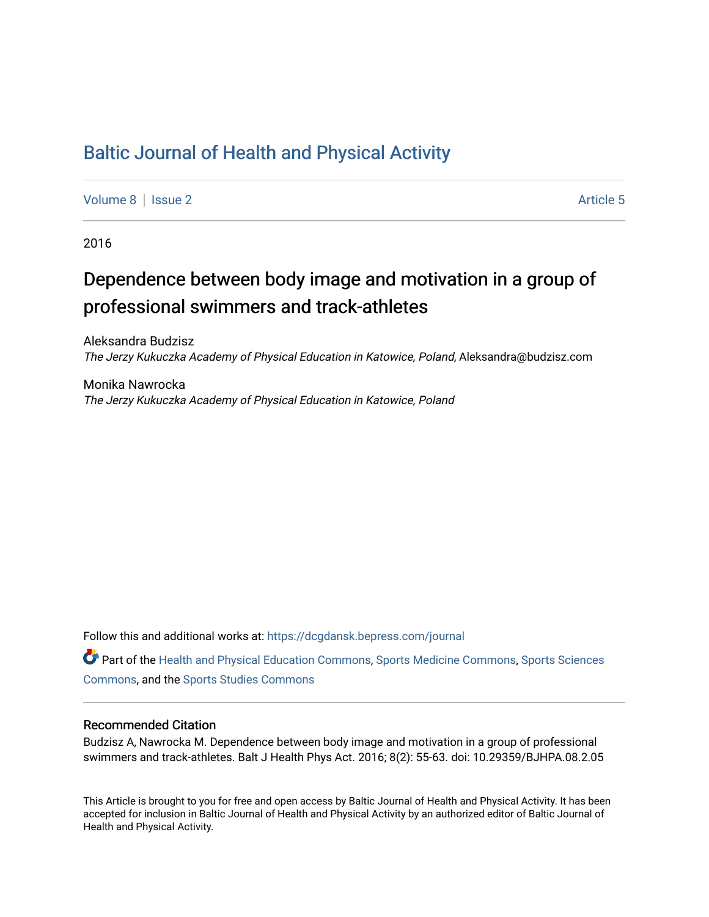# Baltic Journal of Health and Physical Activity

Volume 8 | Issue 2 Article 5

2016

## Dependence between body image and motivation in a group of professional swimmers and track-athletes

Aleksandra Budzisz
*The Jerzy Kukuczka Academy of Physical Education in Katowice, Poland*, Aleksandra@budzisz.com

Monika Nawrocka
*The Jerzy Kukuczka Academy of Physical Education in Katowice, Poland*

Follow this and additional works at: https://dcgdansk.bepress.com/journal

Part of the Health and Physical Education Commons, Sports Medicine Commons, Sports Sciences Commons, and the Sports Studies Commons

### Recommended Citation

Budzisz A, Nawrocka M. Dependence between body image and motivation in a group of professional swimmers and track-athletes. Balt J Health Phys Act. 2016; 8(2): 55-63. doi: 10.29359/BJHPA.08.2.05

This Article is brought to you for free and open access by Baltic Journal of Health and Physical Activity. It has been accepted for inclusion in Baltic Journal of Health and Physical Activity by an authorized editor of Baltic Journal of Health and Physical Activity.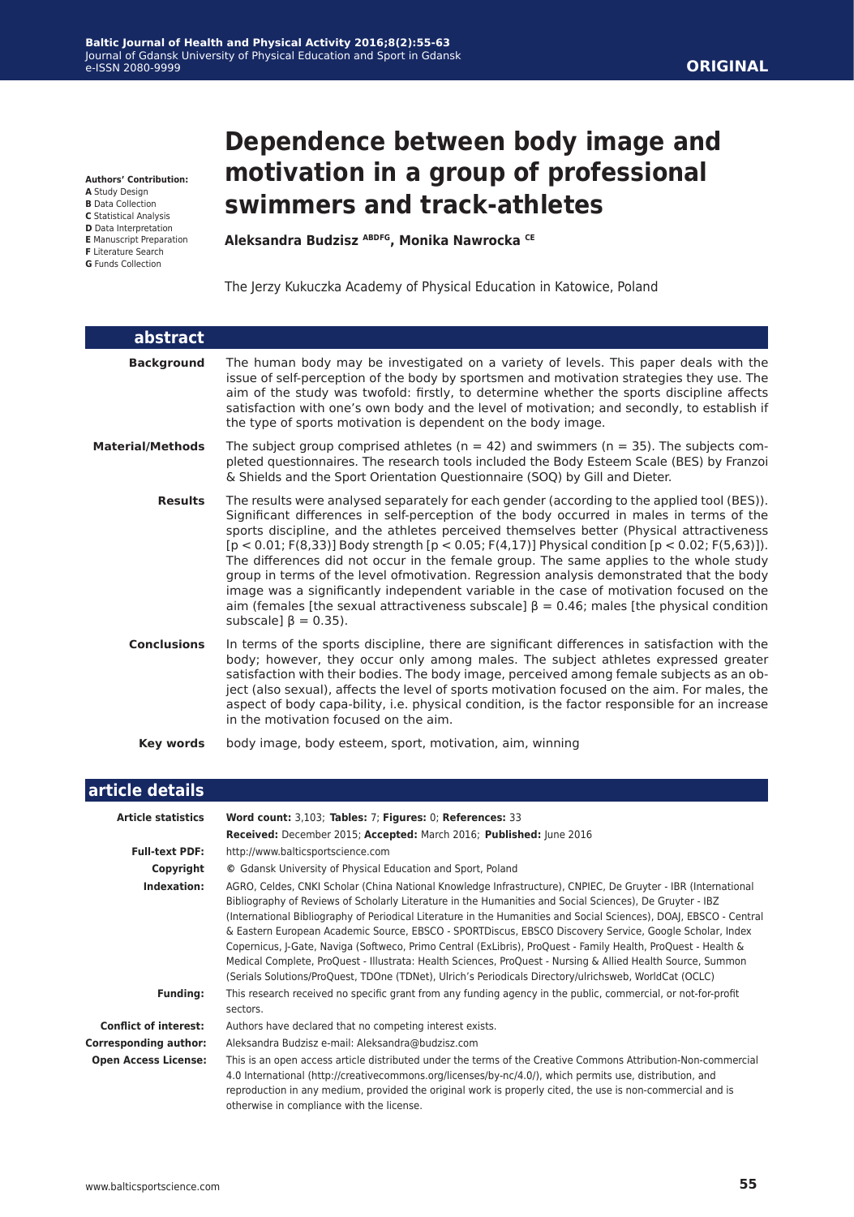**ORIGINAL**

# Dependence between body image and motivation in a group of professional swimmers and track-athletes

**Aleksandra Budzisz [ABDFG], Monika Nawrocka [CE]**

The Jerzy Kukuczka Academy of Physical Education in Katowice, Poland

**Authors' Contribution:**
**A** Study Design
**B** Data Collection
**C** Statistical Analysis
**D** Data Interpretation
**E** Manuscript Preparation
**F** Literature Search
**G** Funds Collection

## abstract

**Background**

The human body may be investigated on a variety of levels. This paper deals with the issue of self-perception of the body by sportsmen and motivation strategies they use. The aim of the study was twofold: firstly, to determine whether the sports discipline affects satisfaction with one's own body and the level of motivation; and secondly, to establish if the type of sports motivation is dependent on the body image.

**Material/Methods**

The subject group comprised athletes (n = 42) and swimmers (n = 35). The subjects completed questionnaires. The research tools included the Body Esteem Scale (BES) by Franzoi & Shields and the Sport Orientation Questionnaire (SOQ) by Gill and Dieter.

**Results**

The results were analysed separately for each gender (according to the applied tool (BES)). Significant differences in self-perception of the body occurred in males in terms of the sports discipline, and the athletes perceived themselves better (Physical attractiveness [$p < 0.01$; $F(8,33)$] Body strength [$p < 0.05$; $F(4,17)$] Physical condition [$p < 0.02$; $F(5,63)$]). The differences did not occur in the female group. The same applies to the whole study group in terms of the level ofmotivation. Regression analysis demonstrated that the body image was a significantly independent variable in the case of motivation focused on the aim (females [the sexual attractiveness subscale] $\beta = 0.46$; males [the physical condition subscale] $\beta = 0.35$).

**Conclusions**

In terms of the sports discipline, there are significant differences in satisfaction with the body; however, they occur only among males. The subject athletes expressed greater satisfaction with their bodies. The body image, perceived among female subjects as an object (also sexual), affects the level of sports motivation focused on the aim. For males, the aspect of body capa-bility, i.e. physical condition, is the factor responsible for an increase in the motivation focused on the aim.

**Key words**

body image, body esteem, sport, motivation, aim, winning

## article details

**Article statistics**: **Word count:** 3,103; **Tables:** 7; **Figures:** 0; **References:** 33
**Received:** December 2015; **Accepted:** March 2016; **Published:** June 2016

**Full-text PDF:** http://www.balticsportscience.com

**Copyright** © Gdansk University of Physical Education and Sport, Poland

**Indexation:** AGRO, Celdes, CNKI Scholar (China National Knowledge Infrastructure), CNPIEC, De Gruyter - IBR (International Bibliography of Reviews of Scholarly Literature in the Humanities and Social Sciences), De Gruyter - IBZ (International Bibliography of Periodical Literature in the Humanities and Social Sciences), DOAJ, EBSCO - Central & Eastern European Academic Source, EBSCO - SPORTDiscus, EBSCO Discovery Service, Google Scholar, Index Copernicus, J-Gate, Naviga (Softweco, Primo Central (ExLibris), ProQuest - Family Health, ProQuest - Health & Medical Complete, ProQuest - Illustrata: Health Sciences, ProQuest - Nursing & Allied Health Source, Summon (Serials Solutions/ProQuest, TDOne (TDNet), Ulrich's Periodicals Directory/ulrichsweb, WorldCat (OCLC)

**Funding:** This research received no specific grant from any funding agency in the public, commercial, or not-for-profit sectors.

**Conflict of interest:** Authors have declared that no competing interest exists.

**Corresponding author:** Aleksandra Budzisz e-mail: Aleksandra@budzisz.com

**Open Access License:** This is an open access article distributed under the terms of the Creative Commons Attribution-Non-commercial 4.0 International (http://creativecommons.org/licenses/by-nc/4.0/), which permits use, distribution, and reproduction in any medium, provided the original work is properly cited, the use is non-commercial and is otherwise in compliance with the license.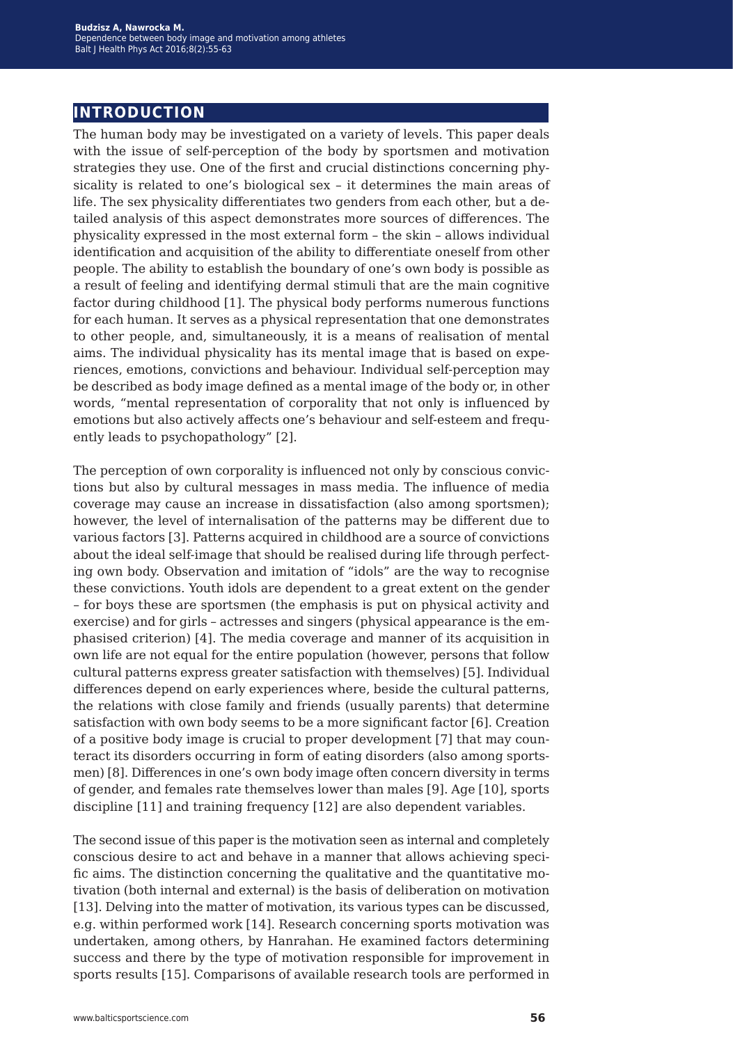# INTRODUCTION

The human body may be investigated on a variety of levels. This paper deals with the issue of self-perception of the body by sportsmen and motivation strategies they use. One of the first and crucial distinctions concerning physicality is related to one's biological sex – it determines the main areas of life. The sex physicality differentiates two genders from each other, but a detailed analysis of this aspect demonstrates more sources of differences. The physicality expressed in the most external form – the skin – allows individual identification and acquisition of the ability to differentiate oneself from other people. The ability to establish the boundary of one's own body is possible as a result of feeling and identifying dermal stimuli that are the main cognitive factor during childhood [1]. The physical body performs numerous functions for each human. It serves as a physical representation that one demonstrates to other people, and, simultaneously, it is a means of realisation of mental aims. The individual physicality has its mental image that is based on experiences, emotions, convictions and behaviour. Individual self-perception may be described as body image defined as a mental image of the body or, in other words, "mental representation of corporality that not only is influenced by emotions but also actively affects one's behaviour and self-esteem and frequently leads to psychopathology" [2].

The perception of own corporality is influenced not only by conscious convictions but also by cultural messages in mass media. The influence of media coverage may cause an increase in dissatisfaction (also among sportsmen); however, the level of internalisation of the patterns may be different due to various factors [3]. Patterns acquired in childhood are a source of convictions about the ideal self-image that should be realised during life through perfecting own body. Observation and imitation of "idols" are the way to recognise these convictions. Youth idols are dependent to a great extent on the gender – for boys these are sportsmen (the emphasis is put on physical activity and exercise) and for girls – actresses and singers (physical appearance is the emphasised criterion) [4]. The media coverage and manner of its acquisition in own life are not equal for the entire population (however, persons that follow cultural patterns express greater satisfaction with themselves) [5]. Individual differences depend on early experiences where, beside the cultural patterns, the relations with close family and friends (usually parents) that determine satisfaction with own body seems to be a more significant factor [6]. Creation of a positive body image is crucial to proper development [7] that may counteract its disorders occurring in form of eating disorders (also among sportsmen) [8]. Differences in one's own body image often concern diversity in terms of gender, and females rate themselves lower than males [9]. Age [10], sports discipline [11] and training frequency [12] are also dependent variables.

The second issue of this paper is the motivation seen as internal and completely conscious desire to act and behave in a manner that allows achieving specific aims. The distinction concerning the qualitative and the quantitative motivation (both internal and external) is the basis of deliberation on motivation [13]. Delving into the matter of motivation, its various types can be discussed, e.g. within performed work [14]. Research concerning sports motivation was undertaken, among others, by Hanrahan. He examined factors determining success and there by the type of motivation responsible for improvement in sports results [15]. Comparisons of available research tools are performed in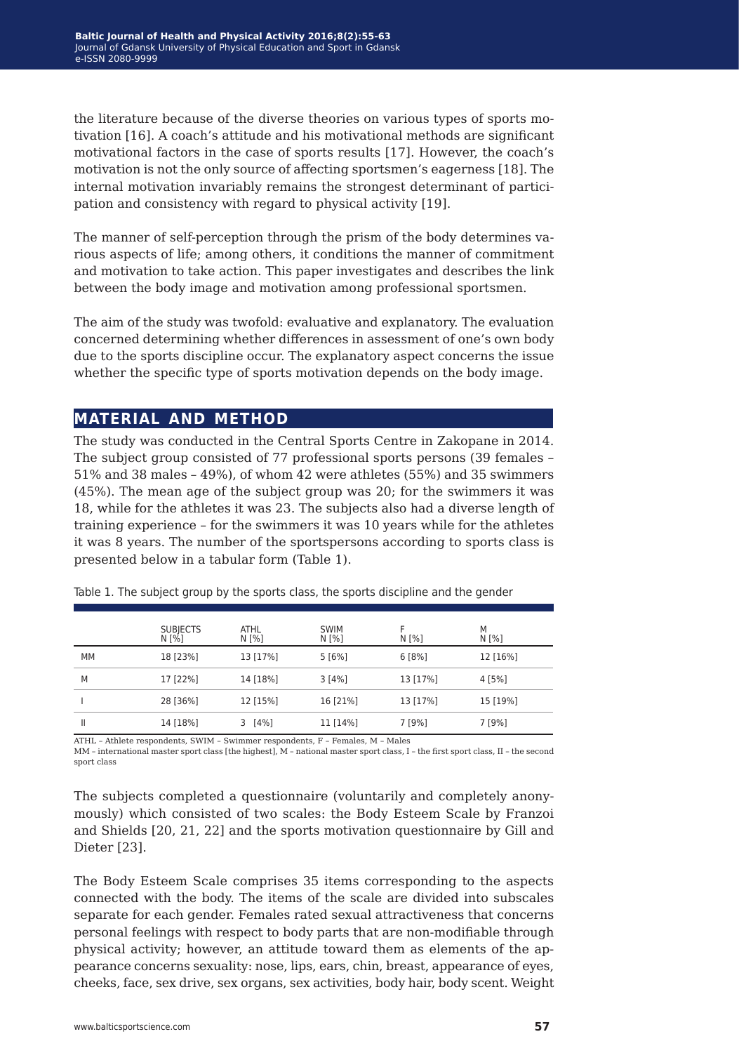the literature because of the diverse theories on various types of sports motivation [16]. A coach's attitude and his motivational methods are significant motivational factors in the case of sports results [17]. However, the coach's motivation is not the only source of affecting sportsmen's eagerness [18]. The internal motivation invariably remains the strongest determinant of participation and consistency with regard to physical activity [19].

The manner of self-perception through the prism of the body determines various aspects of life; among others, it conditions the manner of commitment and motivation to take action. This paper investigates and describes the link between the body image and motivation among professional sportsmen.

The aim of the study was twofold: evaluative and explanatory. The evaluation concerned determining whether differences in assessment of one's own body due to the sports discipline occur. The explanatory aspect concerns the issue whether the specific type of sports motivation depends on the body image.

## MATERIAL AND METHOD

The study was conducted in the Central Sports Centre in Zakopane in 2014. The subject group consisted of 77 professional sports persons (39 females – 51% and 38 males – 49%), of whom 42 were athletes (55%) and 35 swimmers (45%). The mean age of the subject group was 20; for the swimmers it was 18, while for the athletes it was 23. The subjects also had a diverse length of training experience – for the swimmers it was 10 years while for the athletes it was 8 years. The number of the sportspersons according to sports class is presented below in a tabular form (Table 1).

Table 1. The subject group by the sports class, the sports discipline and the gender

| | SUBJECTS N [%] | ATHL N [%] | SWIM N [%] | F N [%] | M N [%] |
|---|---|---|---|---|---|
| MM | 18 [23%] | 13 [17%] | 5 [6%] | 6 [8%] | 12 [16%] |
| M | 17 [22%] | 14 [18%] | 3 [4%] | 13 [17%] | 4 [5%] |
| I | 28 [36%] | 12 [15%] | 16 [21%] | 13 [17%] | 15 [19%] |
| II | 14 [18%] | 3 [4%] | 11 [14%] | 7 [9%] | 7 [9%] |

ATHL – Athlete respondents, SWIM – Swimmer respondents, F – Females, M – Males
MM – international master sport class [the highest], M – national master sport class, I – the first sport class, II – the second sport class

The subjects completed a questionnaire (voluntarily and completely anonymously) which consisted of two scales: the Body Esteem Scale by Franzoi and Shields [20, 21, 22] and the sports motivation questionnaire by Gill and Dieter [23].

The Body Esteem Scale comprises 35 items corresponding to the aspects connected with the body. The items of the scale are divided into subscales separate for each gender. Females rated sexual attractiveness that concerns personal feelings with respect to body parts that are non-modifiable through physical activity; however, an attitude toward them as elements of the appearance concerns sexuality: nose, lips, ears, chin, breast, appearance of eyes, cheeks, face, sex drive, sex organs, sex activities, body hair, body scent. Weight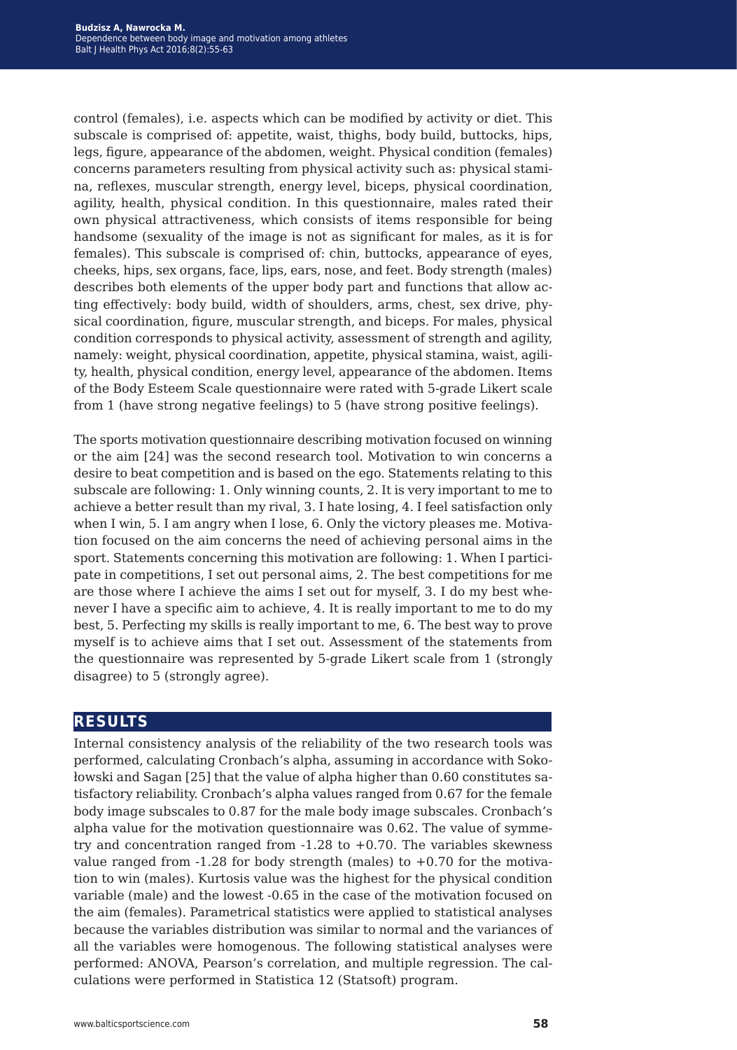control (females), i.e. aspects which can be modified by activity or diet. This subscale is comprised of: appetite, waist, thighs, body build, buttocks, hips, legs, figure, appearance of the abdomen, weight. Physical condition (females) concerns parameters resulting from physical activity such as: physical stamina, reflexes, muscular strength, energy level, biceps, physical coordination, agility, health, physical condition. In this questionnaire, males rated their own physical attractiveness, which consists of items responsible for being handsome (sexuality of the image is not as significant for males, as it is for females). This subscale is comprised of: chin, buttocks, appearance of eyes, cheeks, hips, sex organs, face, lips, ears, nose, and feet. Body strength (males) describes both elements of the upper body part and functions that allow acting effectively: body build, width of shoulders, arms, chest, sex drive, physical coordination, figure, muscular strength, and biceps. For males, physical condition corresponds to physical activity, assessment of strength and agility, namely: weight, physical coordination, appetite, physical stamina, waist, agility, health, physical condition, energy level, appearance of the abdomen. Items of the Body Esteem Scale questionnaire were rated with 5-grade Likert scale from 1 (have strong negative feelings) to 5 (have strong positive feelings).

The sports motivation questionnaire describing motivation focused on winning or the aim [24] was the second research tool. Motivation to win concerns a desire to beat competition and is based on the ego. Statements relating to this subscale are following: 1. Only winning counts, 2. It is very important to me to achieve a better result than my rival, 3. I hate losing, 4. I feel satisfaction only when I win, 5. I am angry when I lose, 6. Only the victory pleases me. Motivation focused on the aim concerns the need of achieving personal aims in the sport. Statements concerning this motivation are following: 1. When I participate in competitions, I set out personal aims, 2. The best competitions for me are those where I achieve the aims I set out for myself, 3. I do my best whenever I have a specific aim to achieve, 4. It is really important to me to do my best, 5. Perfecting my skills is really important to me, 6. The best way to prove myself is to achieve aims that I set out. Assessment of the statements from the questionnaire was represented by 5-grade Likert scale from 1 (strongly disagree) to 5 (strongly agree).

## RESULTS

Internal consistency analysis of the reliability of the two research tools was performed, calculating Cronbach's alpha, assuming in accordance with Sokołowski and Sagan [25] that the value of alpha higher than 0.60 constitutes satisfactory reliability. Cronbach's alpha values ranged from 0.67 for the female body image subscales to 0.87 for the male body image subscales. Cronbach's alpha value for the motivation questionnaire was 0.62. The value of symmetry and concentration ranged from -1.28 to +0.70. The variables skewness value ranged from -1.28 for body strength (males) to +0.70 for the motivation to win (males). Kurtosis value was the highest for the physical condition variable (male) and the lowest -0.65 in the case of the motivation focused on the aim (females). Parametrical statistics were applied to statistical analyses because the variables distribution was similar to normal and the variances of all the variables were homogenous. The following statistical analyses were performed: ANOVA, Pearson's correlation, and multiple regression. The calculations were performed in Statistica 12 (Statsoft) program.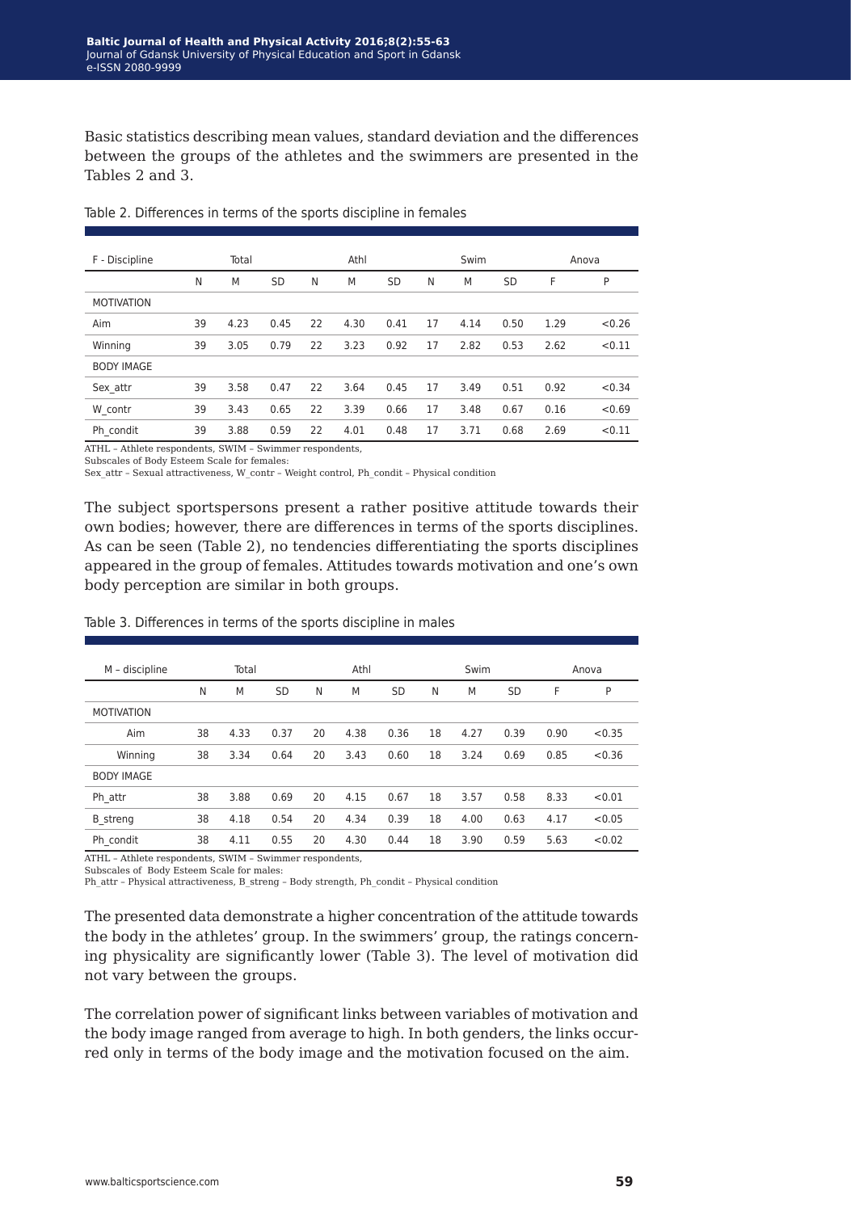Basic statistics describing mean values, standard deviation and the differences between the groups of the athletes and the swimmers are presented in the Tables 2 and 3.

Table 2. Differences in terms of the sports discipline in females

| F - Discipline | Total | | | Athl | | | Swim | | | Anova | |
|---|---|---|---|---|---|---|---|---|---|---|---|
| | N | M | SD | N | M | SD | N | M | SD | F | P |
| MOTIVATION | | | | | | | | | | | |
| Aim | 39 | 4.23 | 0.45 | 22 | 4.30 | 0.41 | 17 | 4.14 | 0.50 | 1.29 | <0.26 |
| Winning | 39 | 3.05 | 0.79 | 22 | 3.23 | 0.92 | 17 | 2.82 | 0.53 | 2.62 | <0.11 |
| BODY IMAGE | | | | | | | | | | | |
| Sex_attr | 39 | 3.58 | 0.47 | 22 | 3.64 | 0.45 | 17 | 3.49 | 0.51 | 0.92 | <0.34 |
| W_contr | 39 | 3.43 | 0.65 | 22 | 3.39 | 0.66 | 17 | 3.48 | 0.67 | 0.16 | <0.69 |
| Ph_condit | 39 | 3.88 | 0.59 | 22 | 4.01 | 0.48 | 17 | 3.71 | 0.68 | 2.69 | <0.11 |

ATHL – Athlete respondents, SWIM – Swimmer respondents,
Subscales of Body Esteem Scale for females:
Sex_attr – Sexual attractiveness, W_contr – Weight control, Ph_condit – Physical condition

The subject sportspersons present a rather positive attitude towards their own bodies; however, there are differences in terms of the sports disciplines. As can be seen (Table 2), no tendencies differentiating the sports disciplines appeared in the group of females. Attitudes towards motivation and one's own body perception are similar in both groups.

Table 3. Differences in terms of the sports discipline in males

| M – discipline | Total | | | Athl | | | Swim | | | Anova | |
|---|---|---|---|---|---|---|---|---|---|---|---|
| | N | M | SD | N | M | SD | N | M | SD | F | P |
| MOTIVATION | | | | | | | | | | | |
| Aim | 38 | 4.33 | 0.37 | 20 | 4.38 | 0.36 | 18 | 4.27 | 0.39 | 0.90 | <0.35 |
| Winning | 38 | 3.34 | 0.64 | 20 | 3.43 | 0.60 | 18 | 3.24 | 0.69 | 0.85 | <0.36 |
| BODY IMAGE | | | | | | | | | | | |
| Ph_attr | 38 | 3.88 | 0.69 | 20 | 4.15 | 0.67 | 18 | 3.57 | 0.58 | 8.33 | <0.01 |
| B_streng | 38 | 4.18 | 0.54 | 20 | 4.34 | 0.39 | 18 | 4.00 | 0.63 | 4.17 | <0.05 |
| Ph_condit | 38 | 4.11 | 0.55 | 20 | 4.30 | 0.44 | 18 | 3.90 | 0.59 | 5.63 | <0.02 |

ATHL – Athlete respondents, SWIM – Swimmer respondents,
Subscales of Body Esteem Scale for males:
Ph_attr – Physical attractiveness, B_streng – Body strength, Ph_condit – Physical condition

The presented data demonstrate a higher concentration of the attitude towards the body in the athletes' group. In the swimmers' group, the ratings concerning physicality are significantly lower (Table 3). The level of motivation did not vary between the groups.

The correlation power of significant links between variables of motivation and the body image ranged from average to high. In both genders, the links occurred only in terms of the body image and the motivation focused on the aim.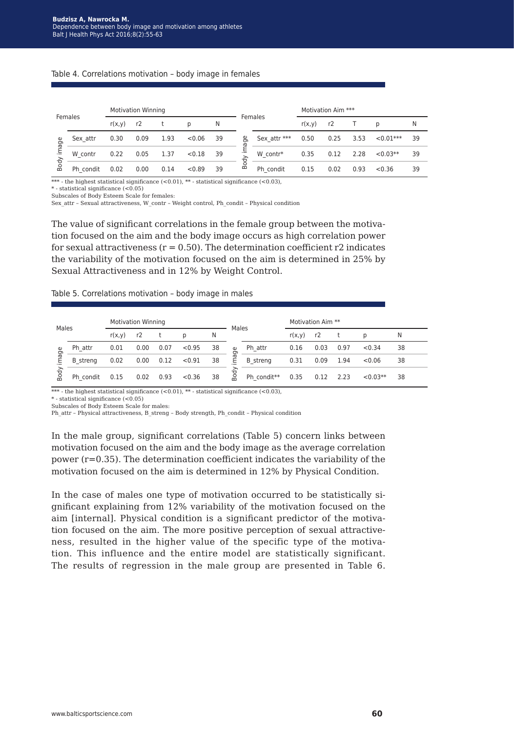Table 4. Correlations motivation – body image in females

| Females | | Motivation Winning | | | | | Females | | Motivation Aim *** | | | | |
|---|---|---|---|---|---|---|---|---|---|---|---|---|---|
| | | r(x,y) | r2 | t | p | N | | | r(x,y) | r2 | T | p | N |
| Body image | Sex_attr | 0.30 | 0.09 | 1.93 | <0.06 | 39 | Body image | Sex_attr *** | 0.50 | 0.25 | 3.53 | <0.01*** | 39 |
| | W_contr | 0.22 | 0.05 | 1.37 | <0.18 | 39 | | W_contr* | 0.35 | 0.12 | 2.28 | <0.03** | 39 |
| | Ph_condit | 0.02 | 0.00 | 0.14 | <0.89 | 39 | | Ph_condit | 0.15 | 0.02 | 0.93 | <0.36 | 39 |

*** - the highest statistical significance (<0.01), ** - statistical significance (<0.03),
* - statistical significance (<0.05)
Subscales of Body Esteem Scale for females:
Sex_attr – Sexual attractiveness, W_contr – Weight control, Ph_condit – Physical condition

The value of significant correlations in the female group between the motivation focused on the aim and the body image occurs as high correlation power for sexual attractiveness ($r = 0.50$). The determination coefficient $r2$ indicates the variability of the motivation focused on the aim is determined in 25% by Sexual Attractiveness and in 12% by Weight Control.

Table 5. Correlations motivation – body image in males

| Males | | Motivation Winning | | | | | Males | | Motivation Aim ** | | | | |
|---|---|---|---|---|---|---|---|---|---|---|---|---|---|
| | | r(x,y) | r2 | t | p | N | | | r(x,y) | r2 | t | p | N |
| Body image | Ph_attr | 0.01 | 0.00 | 0.07 | <0.95 | 38 | Body image | Ph_attr | 0.16 | 0.03 | 0.97 | <0.34 | 38 |
| | B_streng | 0.02 | 0.00 | 0.12 | <0.91 | 38 | | B_streng | 0.31 | 0.09 | 1.94 | <0.06 | 38 |
| | Ph_condit | 0.15 | 0.02 | 0.93 | <0.36 | 38 | | Ph_condit** | 0.35 | 0.12 | 2.23 | <0.03** | 38 |

*** - the highest statistical significance (<0.01), ** - statistical significance (<0.03),
* - statistical significance (<0.05)
Subscales of Body Esteem Scale for males:
Ph_attr – Physical attractiveness, B_streng – Body strength, Ph_condit – Physical condition

In the male group, significant correlations (Table 5) concern links between motivation focused on the aim and the body image as the average correlation power ($r=0.35$). The determination coefficient indicates the variability of the motivation focused on the aim is determined in 12% by Physical Condition.

In the case of males one type of motivation occurred to be statistically significant explaining from 12% variability of the motivation focused on the aim [internal]. Physical condition is a significant predictor of the motivation focused on the aim. The more positive perception of sexual attractiveness, resulted in the higher value of the specific type of the motivation. This influence and the entire model are statistically significant. The results of regression in the male group are presented in Table 6.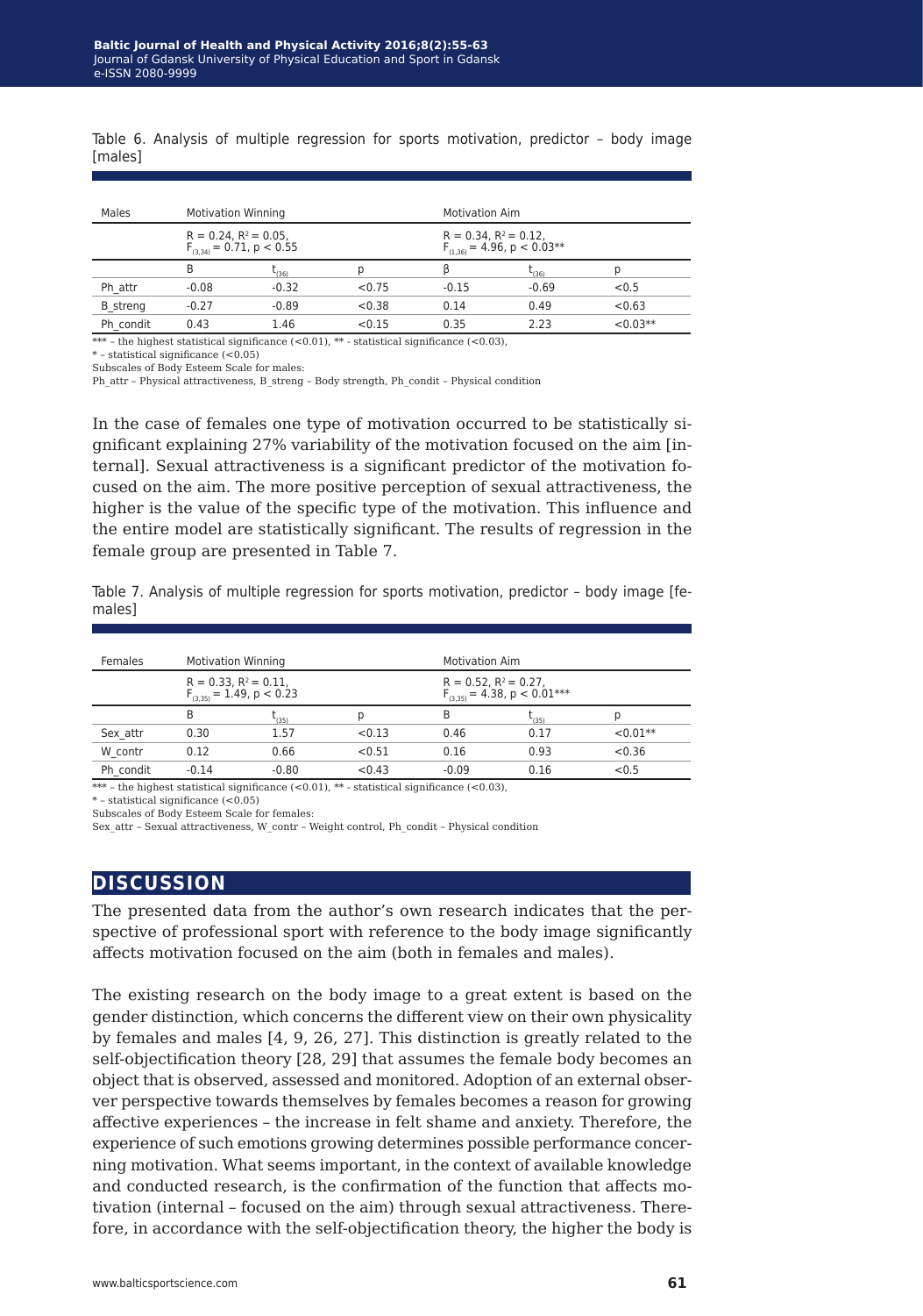Table 6. Analysis of multiple regression for sports motivation, predictor – body image [males]

| Males | Motivation Winning | | | Motivation Aim | | |
|---|---|---|---|---|---|---|
| | $R = 0.24$, $R^2 = 0.05$, $F_{(3,34)} = 0.71$, $p < 0.55$ | | | $R = 0.34$, $R^2 = 0.12$, $F_{(1,36)} = 4.96$, $p < 0.03$** | | |
| | B | $t_{(36)}$ | p | β | $t_{(36)}$ | p |
| Ph_attr | -0.08 | -0.32 | <0.75 | -0.15 | -0.69 | <0.5 |
| B_streng | -0.27 | -0.89 | <0.38 | 0.14 | 0.49 | <0.63 |
| Ph_condit | 0.43 | 1.46 | <0.15 | 0.35 | 2.23 | <0.03** |

*** – the highest statistical significance (<0.01), ** - statistical significance (<0.03),

* – statistical significance (<0.05)

Subscales of Body Esteem Scale for males:

Ph_attr – Physical attractiveness, B_streng – Body strength, Ph_condit – Physical condition

In the case of females one type of motivation occurred to be statistically significant explaining 27% variability of the motivation focused on the aim [internal]. Sexual attractiveness is a significant predictor of the motivation focused on the aim. The more positive perception of sexual attractiveness, the higher is the value of the specific type of the motivation. This influence and the entire model are statistically significant. The results of regression in the female group are presented in Table 7.

Table 7. Analysis of multiple regression for sports motivation, predictor – body image [females]

| Females | Motivation Winning | | | Motivation Aim | | |
|---|---|---|---|---|---|---|
| | $R = 0.33$, $R^2 = 0.11$, $F_{(3,35)} = 1.49$, $p < 0.23$ | | | $R = 0.52$, $R^2 = 0.27$, $F_{(3,35)} = 4.38$, $p < 0.01$*** | | |
| | B | $t_{(35)}$ | p | B | $t_{(35)}$ | p |
| Sex_attr | 0.30 | 1.57 | <0.13 | 0.46 | 0.17 | <0.01** |
| W_contr | 0.12 | 0.66 | <0.51 | 0.16 | 0.93 | <0.36 |
| Ph_condit | -0.14 | -0.80 | <0.43 | -0.09 | 0.16 | <0.5 |

*** – the highest statistical significance (<0.01), ** - statistical significance (<0.03),

* – statistical significance (<0.05)

Subscales of Body Esteem Scale for females:

Sex_attr – Sexual attractiveness, W_contr – Weight control, Ph_condit – Physical condition

## DISCUSSION

The presented data from the author's own research indicates that the perspective of professional sport with reference to the body image significantly affects motivation focused on the aim (both in females and males).

The existing research on the body image to a great extent is based on the gender distinction, which concerns the different view on their own physicality by females and males [4, 9, 26, 27]. This distinction is greatly related to the self-objectification theory [28, 29] that assumes the female body becomes an object that is observed, assessed and monitored. Adoption of an external observer perspective towards themselves by females becomes a reason for growing affective experiences – the increase in felt shame and anxiety. Therefore, the experience of such emotions growing determines possible performance concerning motivation. What seems important, in the context of available knowledge and conducted research, is the confirmation of the function that affects motivation (internal – focused on the aim) through sexual attractiveness. Therefore, in accordance with the self-objectification theory, the higher the body is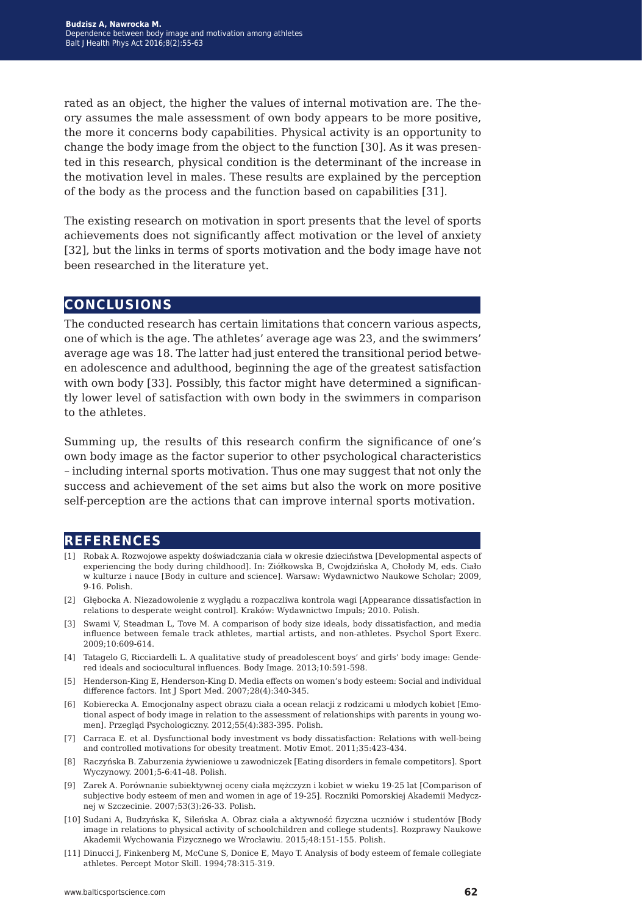rated as an object, the higher the values of internal motivation are. The theory assumes the male assessment of own body appears to be more positive, the more it concerns body capabilities. Physical activity is an opportunity to change the body image from the object to the function [30]. As it was presented in this research, physical condition is the determinant of the increase in the motivation level in males. These results are explained by the perception of the body as the process and the function based on capabilities [31].

The existing research on motivation in sport presents that the level of sports achievements does not significantly affect motivation or the level of anxiety [32], but the links in terms of sports motivation and the body image have not been researched in the literature yet.

## CONCLUSIONS

The conducted research has certain limitations that concern various aspects, one of which is the age. The athletes' average age was 23, and the swimmers' average age was 18. The latter had just entered the transitional period between adolescence and adulthood, beginning the age of the greatest satisfaction with own body [33]. Possibly, this factor might have determined a significantly lower level of satisfaction with own body in the swimmers in comparison to the athletes.

Summing up, the results of this research confirm the significance of one's own body image as the factor superior to other psychological characteristics – including internal sports motivation. Thus one may suggest that not only the success and achievement of the set aims but also the work on more positive self-perception are the actions that can improve internal sports motivation.

## REFERENCES

[1] Robak A. Rozwojowe aspekty doświadczania ciała w okresie dzieciństwa [Developmental aspects of experiencing the body during childhood]. In: Ziółkowska B, Cwojdzińska A, Chołody M, eds. Ciało w kulturze i nauce [Body in culture and science]. Warsaw: Wydawnictwo Naukowe Scholar; 2009, 9-16. Polish.

[2] Głębocka A. Niezadowolenie z wyglądu a rozpaczliwa kontrola wagi [Appearance dissatisfaction in relations to desperate weight control]. Kraków: Wydawnictwo Impuls; 2010. Polish.

[3] Swami V, Steadman L, Tove M. A comparison of body size ideals, body dissatisfaction, and media influence between female track athletes, martial artists, and non-athletes. Psychol Sport Exerc. 2009;10:609-614.

[4] Tatagelo G, Ricciardelli L. A qualitative study of preadolescent boys' and girls' body image: Gendered ideals and sociocultural influences. Body Image. 2013;10:591-598.

[5] Henderson-King E, Henderson-King D. Media effects on women's body esteem: Social and individual difference factors. Int J Sport Med. 2007;28(4):340-345.

[6] Kobierecka A. Emocjonalny aspect obrazu ciała a ocean relacji z rodzicami u młodych kobiet [Emotional aspect of body image in relation to the assessment of relationships with parents in young women]. Przegląd Psychologiczny. 2012;55(4):383-395. Polish.

[7] Carraca E. et al. Dysfunctional body investment vs body dissatisfaction: Relations with well-being and controlled motivations for obesity treatment. Motiv Emot. 2011;35:423-434.

[8] Raczyńska B. Zaburzenia żywieniowe u zawodniczek [Eating disorders in female competitors]. Sport Wyczynowy. 2001;5-6:41-48. Polish.

[9] Zarek A. Porównanie subiektywnej oceny ciała mężczyzn i kobiet w wieku 19-25 lat [Comparison of subjective body esteem of men and women in age of 19-25]. Roczniki Pomorskiej Akademii Medycznej w Szczecinie. 2007;53(3):26-33. Polish.

[10] Sudani A, Budzyńska K, Sileńska A. Obraz ciała a aktywność fizyczna uczniów i studentów [Body image in relations to physical activity of schoolchildren and college students]. Rozprawy Naukowe Akademii Wychowania Fizycznego we Wrocławiu. 2015;48:151-155. Polish.

[11] Dinucci J, Finkenberg M, McCune S, Donice E, Mayo T. Analysis of body esteem of female collegiate athletes. Percept Motor Skill. 1994;78:315-319.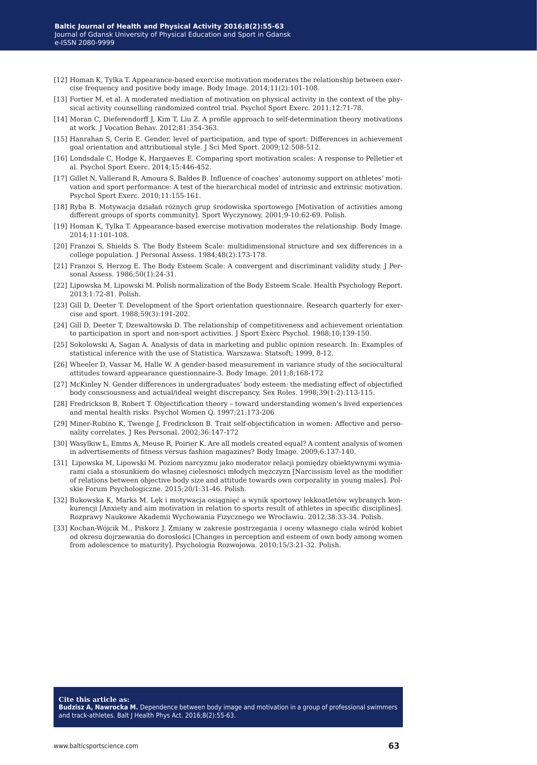[12] Homan K, Tylka T. Appearance-based exercise motivation moderates the relationship between exercise frequency and positive body image. Body Image. 2014;11(2):101-108.

[13] Fortier M, et al. A moderated mediation of motivation on physical activity in the context of the physical activity counselling randomized control trial. Psychol Sport Exerc. 2011;12:71-78.

[14] Moran C, Dieferendorff J, Kim T, Liu Z. A profile approach to self-determination theory motivations at work. J Vocation Behav. 2012;81:354-363.

[15] Hanrahan S, Cerin E. Gender, level of participation, and type of sport: Differences in achievement goal orientation and attributional style. J Sci Med Sport. 2009;12:508-512.

[16] Londsdale C, Hodge K, Hargaeves E. Comparing sport motivation scales: A response to Pelletier et al. Psychol Sport Exerc. 2014;15:446-452.

[17] Gillet N, Vallerand R, Amoura S, Baldes B. Influence of coaches' autonomy support on athletes' motivation and sport performance: A test of the hierarchical model of intrinsic and extrinsic motivation. Psychol Sport Exerc. 2010;11:155-161.

[18] Ryba B. Motywacja działań różnych grup środowiska sportowego [Motivation of activities among different groups of sports community]. Sport Wyczynowy. 2001;9-10:62-69. Polish.

[19] Homan K, Tylka T. Appearance-based exercise motivation moderates the relationship. Body Image. 2014;11:101-108.

[20] Franzoi S, Shields S. The Body Esteem Scale: multidimensional structure and sex differences in a college population. J Personal Assess. 1984;48(2):173-178.

[21] Franzoi S, Herzog E. The Body Esteem Scale: A convergent and discriminant validity study. J Personal Assess. 1986;50(1):24-31.

[22] Lipowska M, Lipowski M. Polish normalization of the Body Esteem Scale. Health Psychology Report. 2013;1:72-81. Polish.

[23] Gill D, Deeter T. Development of the Sport orientation questionnaire. Research quarterly for exercise and sport. 1988;59(3):191-202.

[24] Gill D, Deeter T, Dzewaltowski D. The relationship of competitiveness and achievement orientation to participation in sport and non-sport activities. J Sport Exerc Psychol. 1988;10;139-150.

[25] Sokolowski A, Sagan A. Analysis of data in marketing and public opinion research. In: Examples of statistical inference with the use of Statistica. Warszawa: Statsoft; 1999, 8-12.

[26] Wheeler D, Vassar M, Halle W. A gender-based measurement in variance study of the sociocultural attitudes toward appearance questionnaire-3. Body Image. 2011;8;168-172

[27] McKinley N. Gender differences in undergraduates' body esteem: the mediating effect of objectified body consciousness and actual/ideal weight discrepancy. Sex Roles. 1998;39(1-2):113-115.

[28] Fredrickson B, Robert T. Objectification theory – toward understanding women's lived experiences and mental health risks. Psychol Women Q. 1997;21:173-206

[29] Miner-Rubino K, Twenge J, Fredrickson B. Trait self-objectification in women: Affective and personality correlates. J Res Personal. 2002;36:147-172

[30] Wasylkiw L, Emms A, Meuse R, Poirier K. Are all models created equal? A content analysis of women in advertisements of fitness versus fashion magazines? Body Image. 2009;6:137-140.

[31] Lipowska M, Lipowski M. Poziom narcyzmu jako moderator relacji pomiędzy obiektywnymi wymiarami ciała a stosunkiem do własnej cielesności młodych mężczyzn [Narcissism level as the modifier of relations between objective body size and attitude towards own corporality in young males]. Polskie Forum Psychologiczne. 2015;20/1:31-46. Polish.

[32] Bukowska K, Marks M. Lęk i motywacja osiągnięć a wynik sportowy lekkoatletów wybranych konkurencji [Anxiety and aim motivation in relation to sports result of athletes in specific disciplines]. Rozprawy Naukowe Akademii Wychowania Fizycznego we Wrocławiu. 2012;38:33-34. Polish.

[33] Kochan-Wójcik M., Piskorz J. Zmiany w zakresie postrzegania i oceny własnego ciała wśród kobiet od okresu dojrzewania do dorosłości [Changes in perception and esteem of own body among women from adolescence to maturity]. Psychologia Rozwojowa. 2010;15/3:21-32. Polish.

**Cite this article as:**
**Budzisz A, Nawrocka M.** Dependence between body image and motivation in a group of professional swimmers and track-athletes. Balt J Health Phys Act. 2016;8(2):55-63.